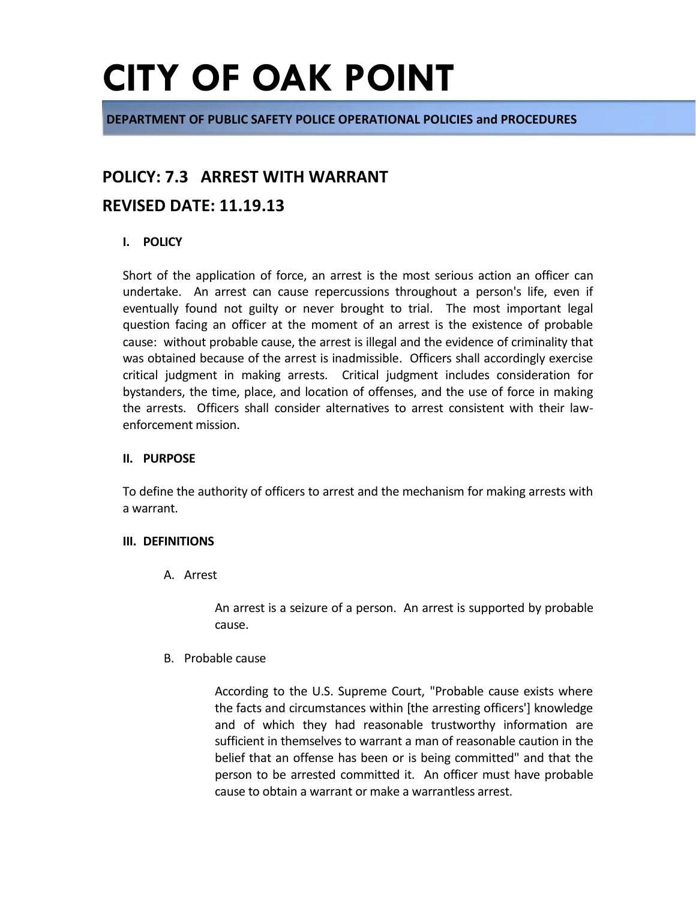# CITY OF OAK POINT

**DEPARTMENT OF PUBLIC SAFETY POLICE OPERATIONAL POLICIES and PROCEDURES**

## POLICY: 7.3 ARREST WITH WARRANT

## REVISED DATE: 11.19.13

### I. POLICY

Short of the application of force, an arrest is the most serious action an officer can undertake. An arrest can cause repercussions throughout a person's life, even if eventually found not guilty or never brought to trial. The most important legal question facing an officer at the moment of an arrest is the existence of probable cause: without probable cause, the arrest is illegal and the evidence of criminality that was obtained because of the arrest is inadmissible. Officers shall accordingly exercise critical judgment in making arrests. Critical judgment includes consideration for bystanders, the time, place, and location of offenses, and the use of force in making the arrests. Officers shall consider alternatives to arrest consistent with their law-enforcement mission.

### II. PURPOSE

To define the authority of officers to arrest and the mechanism for making arrests with a warrant.

### III. DEFINITIONS

A. Arrest

An arrest is a seizure of a person. An arrest is supported by probable cause.

B. Probable cause

According to the U.S. Supreme Court, "Probable cause exists where the facts and circumstances within [the arresting officers'] knowledge and of which they had reasonable trustworthy information are sufficient in themselves to warrant a man of reasonable caution in the belief that an offense has been or is being committed" and that the person to be arrested committed it. An officer must have probable cause to obtain a warrant or make a warrantless arrest.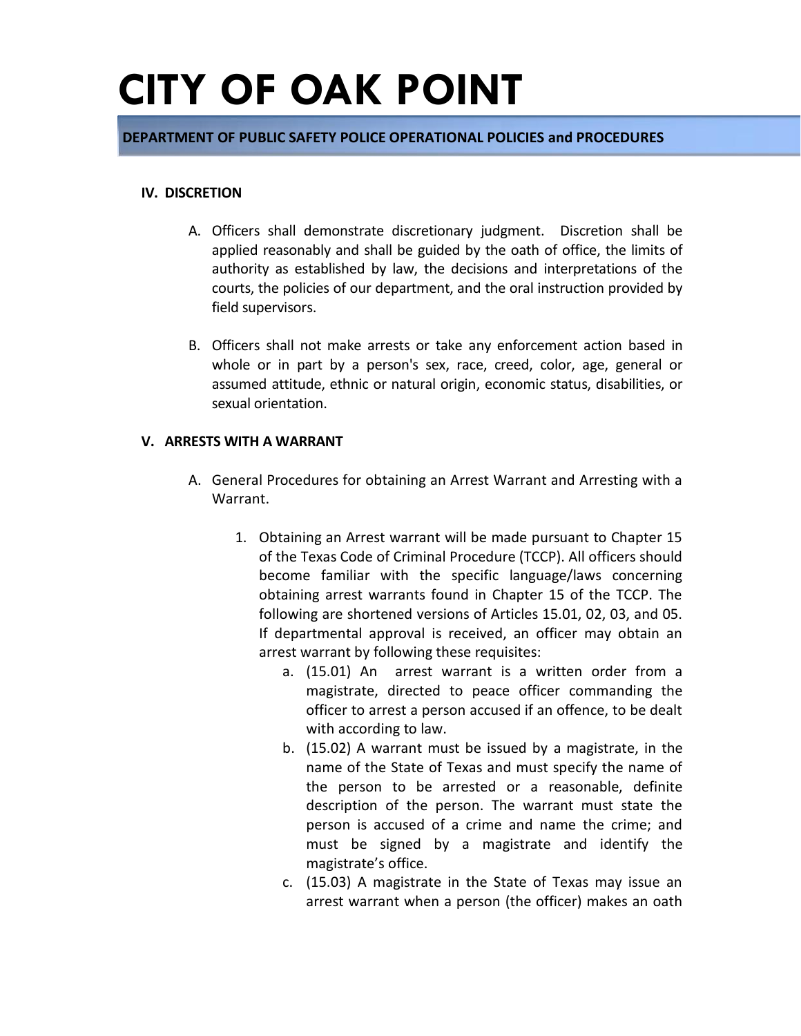# CITY OF OAK POINT

**DEPARTMENT OF PUBLIC SAFETY POLICE OPERATIONAL POLICIES and PROCEDURES**

## IV. DISCRETION

A. Officers shall demonstrate discretionary judgment. Discretion shall be applied reasonably and shall be guided by the oath of office, the limits of authority as established by law, the decisions and interpretations of the courts, the policies of our department, and the oral instruction provided by field supervisors.

B. Officers shall not make arrests or take any enforcement action based in whole or in part by a person's sex, race, creed, color, age, general or assumed attitude, ethnic or natural origin, economic status, disabilities, or sexual orientation.

## V. ARRESTS WITH A WARRANT

A. General Procedures for obtaining an Arrest Warrant and Arresting with a Warrant.

1. Obtaining an Arrest warrant will be made pursuant to Chapter 15 of the Texas Code of Criminal Procedure (TCCP). All officers should become familiar with the specific language/laws concerning obtaining arrest warrants found in Chapter 15 of the TCCP. The following are shortened versions of Articles 15.01, 02, 03, and 05. If departmental approval is received, an officer may obtain an arrest warrant by following these requisites:
   a. (15.01) An arrest warrant is a written order from a magistrate, directed to peace officer commanding the officer to arrest a person accused if an offence, to be dealt with according to law.
   b. (15.02) A warrant must be issued by a magistrate, in the name of the State of Texas and must specify the name of the person to be arrested or a reasonable, definite description of the person. The warrant must state the person is accused of a crime and name the crime; and must be signed by a magistrate and identify the magistrate's office.
   c. (15.03) A magistrate in the State of Texas may issue an arrest warrant when a person (the officer) makes an oath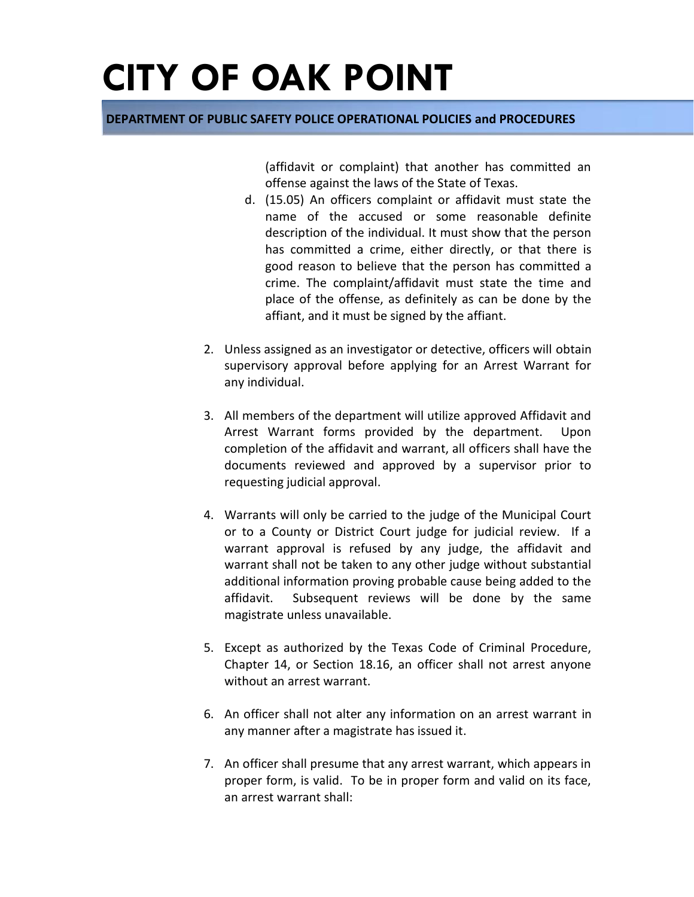(affidavit or complaint) that another has committed an offense against the laws of the State of Texas.

   d. (15.05) An officers complaint or affidavit must state the name of the accused or some reasonable definite description of the individual. It must show that the person has committed a crime, either directly, or that there is good reason to believe that the person has committed a crime. The complaint/affidavit must state the time and place of the offense, as definitely as can be done by the affiant, and it must be signed by the affiant.

2. Unless assigned as an investigator or detective, officers will obtain supervisory approval before applying for an Arrest Warrant for any individual.

3. All members of the department will utilize approved Affidavit and Arrest Warrant forms provided by the department. Upon completion of the affidavit and warrant, all officers shall have the documents reviewed and approved by a supervisor prior to requesting judicial approval.

4. Warrants will only be carried to the judge of the Municipal Court or to a County or District Court judge for judicial review. If a warrant approval is refused by any judge, the affidavit and warrant shall not be taken to any other judge without substantial additional information proving probable cause being added to the affidavit. Subsequent reviews will be done by the same magistrate unless unavailable.

5. Except as authorized by the Texas Code of Criminal Procedure, Chapter 14, or Section 18.16, an officer shall not arrest anyone without an arrest warrant.

6. An officer shall not alter any information on an arrest warrant in any manner after a magistrate has issued it.

7. An officer shall presume that any arrest warrant, which appears in proper form, is valid. To be in proper form and valid on its face, an arrest warrant shall: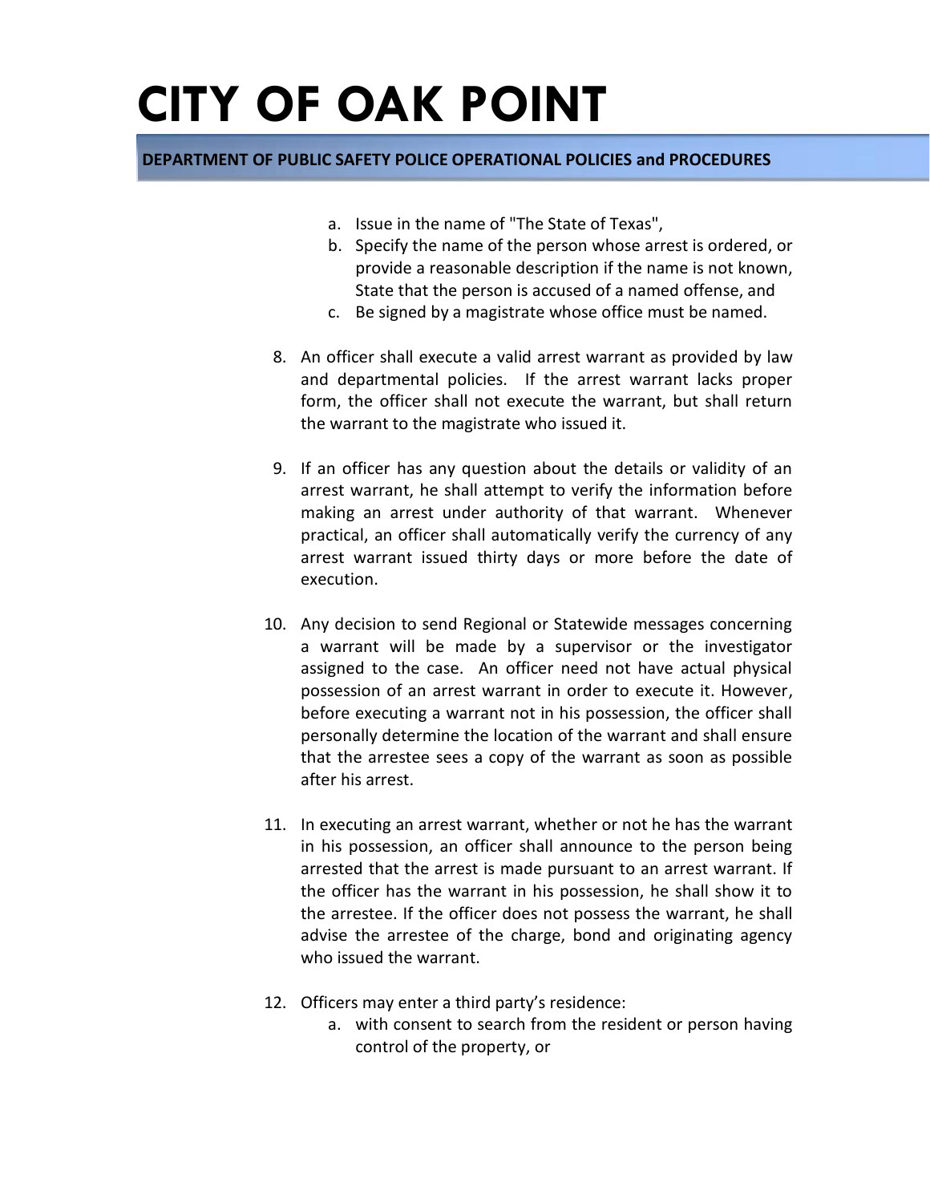a. Issue in the name of "The State of Texas",
b. Specify the name of the person whose arrest is ordered, or provide a reasonable description if the name is not known, State that the person is accused of a named offense, and
c. Be signed by a magistrate whose office must be named.

8. An officer shall execute a valid arrest warrant as provided by law and departmental policies. If the arrest warrant lacks proper form, the officer shall not execute the warrant, but shall return the warrant to the magistrate who issued it.

9. If an officer has any question about the details or validity of an arrest warrant, he shall attempt to verify the information before making an arrest under authority of that warrant. Whenever practical, an officer shall automatically verify the currency of any arrest warrant issued thirty days or more before the date of execution.

10. Any decision to send Regional or Statewide messages concerning a warrant will be made by a supervisor or the investigator assigned to the case. An officer need not have actual physical possession of an arrest warrant in order to execute it. However, before executing a warrant not in his possession, the officer shall personally determine the location of the warrant and shall ensure that the arrestee sees a copy of the warrant as soon as possible after his arrest.

11. In executing an arrest warrant, whether or not he has the warrant in his possession, an officer shall announce to the person being arrested that the arrest is made pursuant to an arrest warrant. If the officer has the warrant in his possession, he shall show it to the arrestee. If the officer does not possess the warrant, he shall advise the arrestee of the charge, bond and originating agency who issued the warrant.

12. Officers may enter a third party's residence:
    a. with consent to search from the resident or person having control of the property, or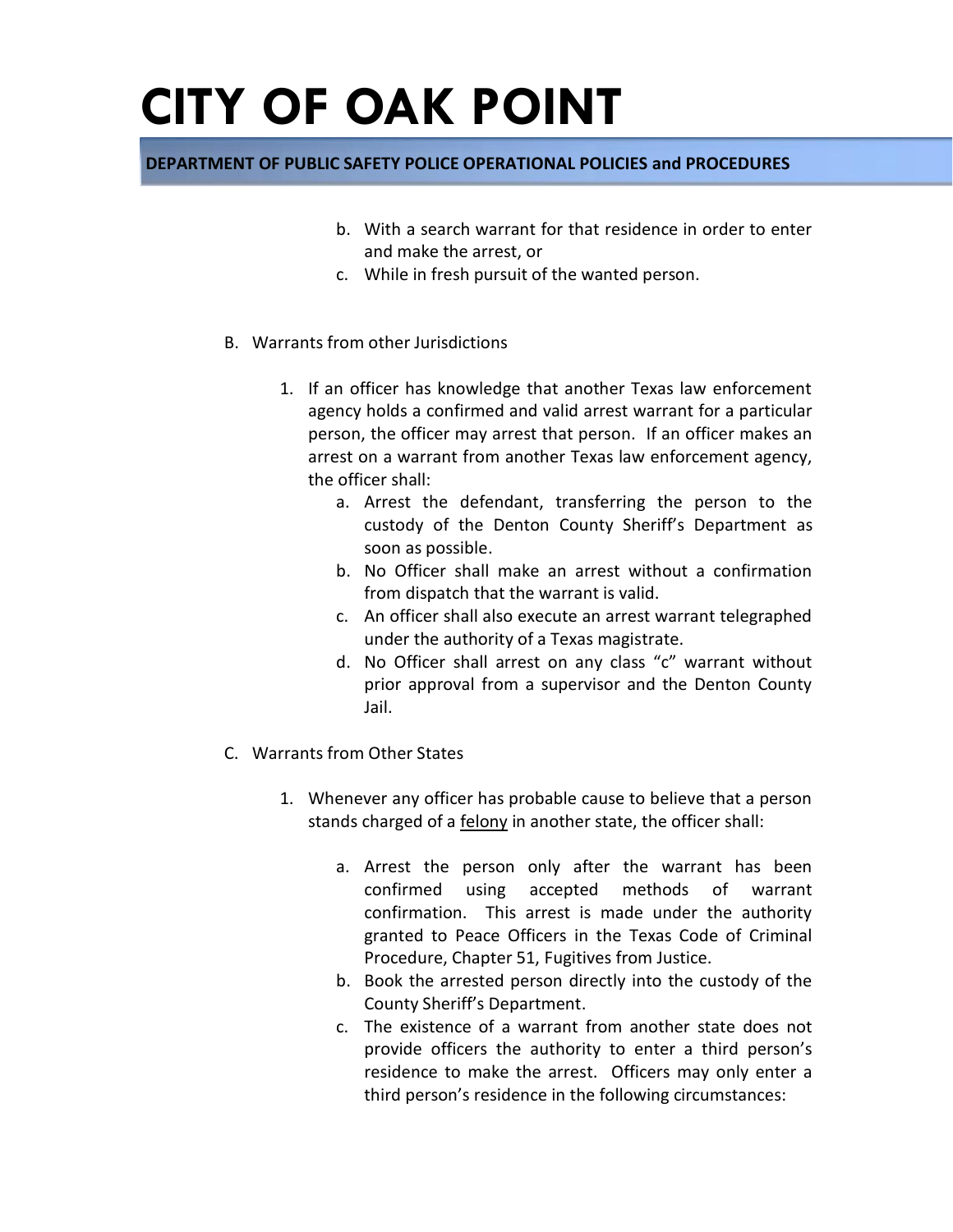b. With a search warrant for that residence in order to enter and make the arrest, or
   c. While in fresh pursuit of the wanted person.

B. Warrants from other Jurisdictions

   1. If an officer has knowledge that another Texas law enforcement agency holds a confirmed and valid arrest warrant for a particular person, the officer may arrest that person. If an officer makes an arrest on a warrant from another Texas law enforcement agency, the officer shall:
      a. Arrest the defendant, transferring the person to the custody of the Denton County Sheriff's Department as soon as possible.
      b. No Officer shall make an arrest without a confirmation from dispatch that the warrant is valid.
      c. An officer shall also execute an arrest warrant telegraphed under the authority of a Texas magistrate.
      d. No Officer shall arrest on any class "c" warrant without prior approval from a supervisor and the Denton County Jail.

C. Warrants from Other States

   1. Whenever any officer has probable cause to believe that a person stands charged of a <u>felony</u> in another state, the officer shall:

      a. Arrest the person only after the warrant has been confirmed using accepted methods of warrant confirmation. This arrest is made under the authority granted to Peace Officers in the Texas Code of Criminal Procedure, Chapter 51, Fugitives from Justice.
      b. Book the arrested person directly into the custody of the County Sheriff's Department.
      c. The existence of a warrant from another state does not provide officers the authority to enter a third person's residence to make the arrest. Officers may only enter a third person's residence in the following circumstances: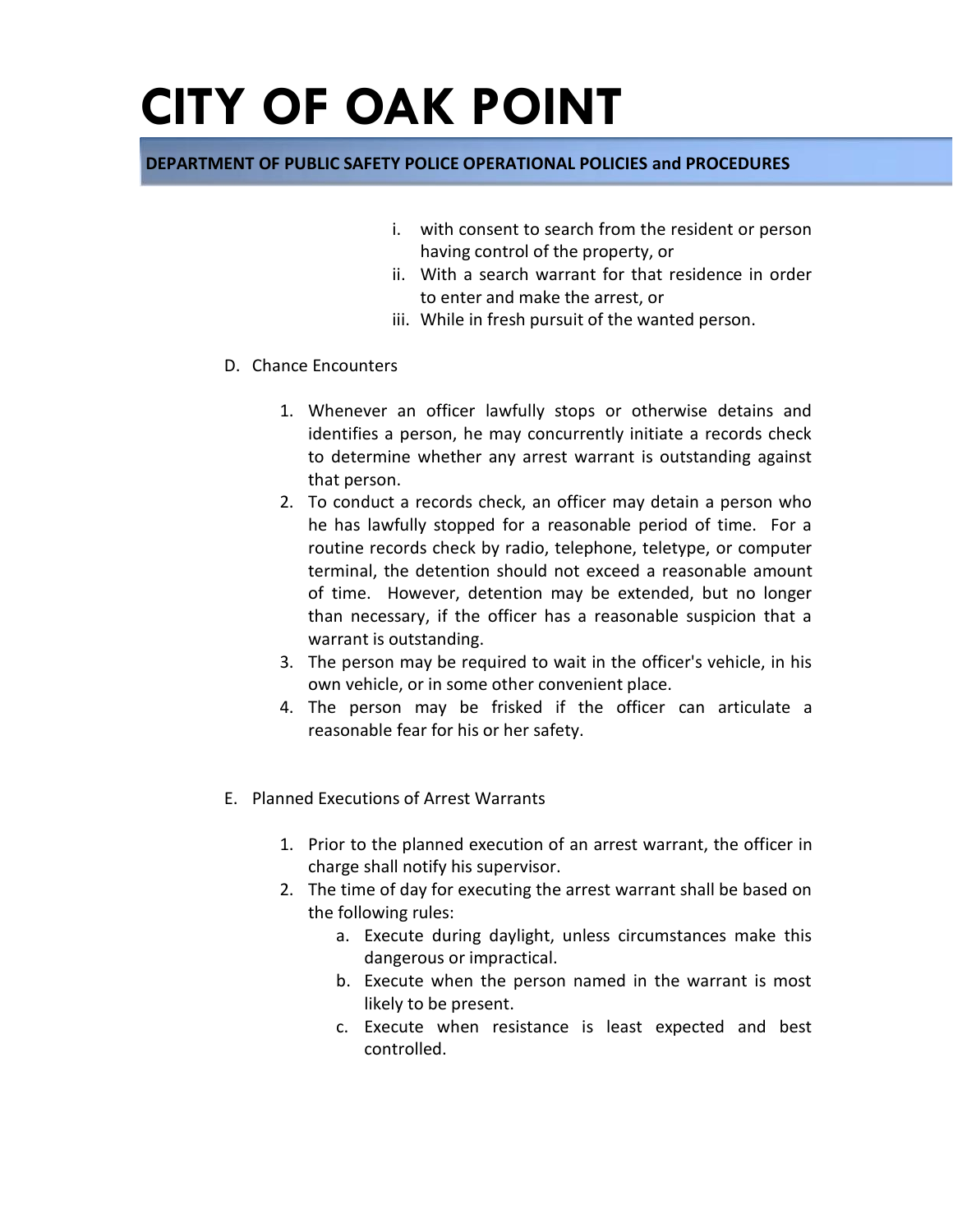i. with consent to search from the resident or person having control of the property, or
ii. With a search warrant for that residence in order to enter and make the arrest, or
iii. While in fresh pursuit of the wanted person.

D. Chance Encounters

1. Whenever an officer lawfully stops or otherwise detains and identifies a person, he may concurrently initiate a records check to determine whether any arrest warrant is outstanding against that person.
2. To conduct a records check, an officer may detain a person who he has lawfully stopped for a reasonable period of time. For a routine records check by radio, telephone, teletype, or computer terminal, the detention should not exceed a reasonable amount of time. However, detention may be extended, but no longer than necessary, if the officer has a reasonable suspicion that a warrant is outstanding.
3. The person may be required to wait in the officer's vehicle, in his own vehicle, or in some other convenient place.
4. The person may be frisked if the officer can articulate a reasonable fear for his or her safety.

E. Planned Executions of Arrest Warrants

1. Prior to the planned execution of an arrest warrant, the officer in charge shall notify his supervisor.
2. The time of day for executing the arrest warrant shall be based on the following rules:
   a. Execute during daylight, unless circumstances make this dangerous or impractical.
   b. Execute when the person named in the warrant is most likely to be present.
   c. Execute when resistance is least expected and best controlled.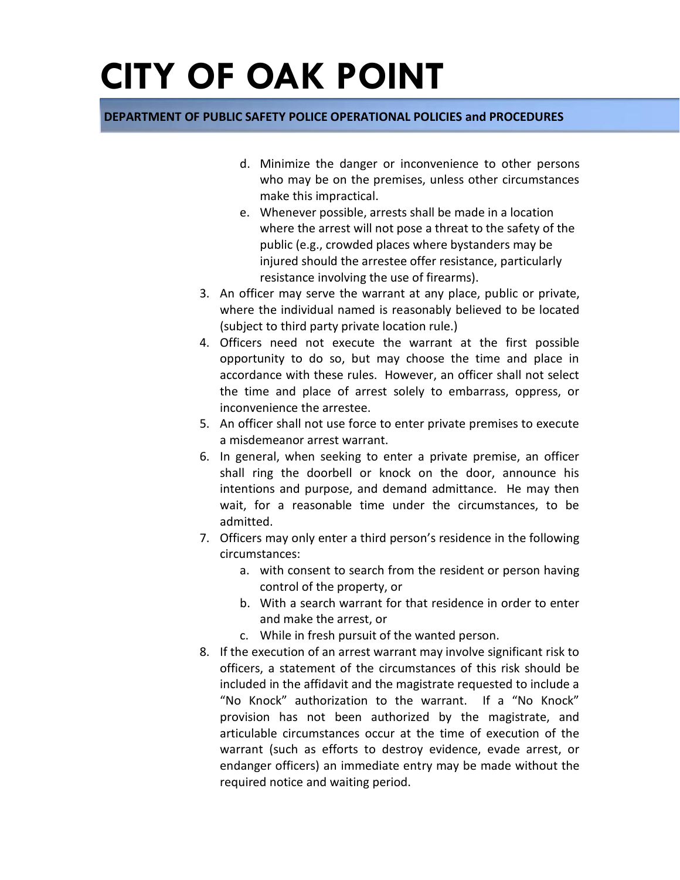d. Minimize the danger or inconvenience to other persons who may be on the premises, unless other circumstances make this impractical.
   e. Whenever possible, arrests shall be made in a location where the arrest will not pose a threat to the safety of the public (e.g., crowded places where bystanders may be injured should the arrestee offer resistance, particularly resistance involving the use of firearms).
3. An officer may serve the warrant at any place, public or private, where the individual named is reasonably believed to be located (subject to third party private location rule.)
4. Officers need not execute the warrant at the first possible opportunity to do so, but may choose the time and place in accordance with these rules. However, an officer shall not select the time and place of arrest solely to embarrass, oppress, or inconvenience the arrestee.
5. An officer shall not use force to enter private premises to execute a misdemeanor arrest warrant.
6. In general, when seeking to enter a private premise, an officer shall ring the doorbell or knock on the door, announce his intentions and purpose, and demand admittance. He may then wait, for a reasonable time under the circumstances, to be admitted.
7. Officers may only enter a third person's residence in the following circumstances:
   a. with consent to search from the resident or person having control of the property, or
   b. With a search warrant for that residence in order to enter and make the arrest, or
   c. While in fresh pursuit of the wanted person.
8. If the execution of an arrest warrant may involve significant risk to officers, a statement of the circumstances of this risk should be included in the affidavit and the magistrate requested to include a "No Knock" authorization to the warrant. If a "No Knock" provision has not been authorized by the magistrate, and articulable circumstances occur at the time of execution of the warrant (such as efforts to destroy evidence, evade arrest, or endanger officers) an immediate entry may be made without the required notice and waiting period.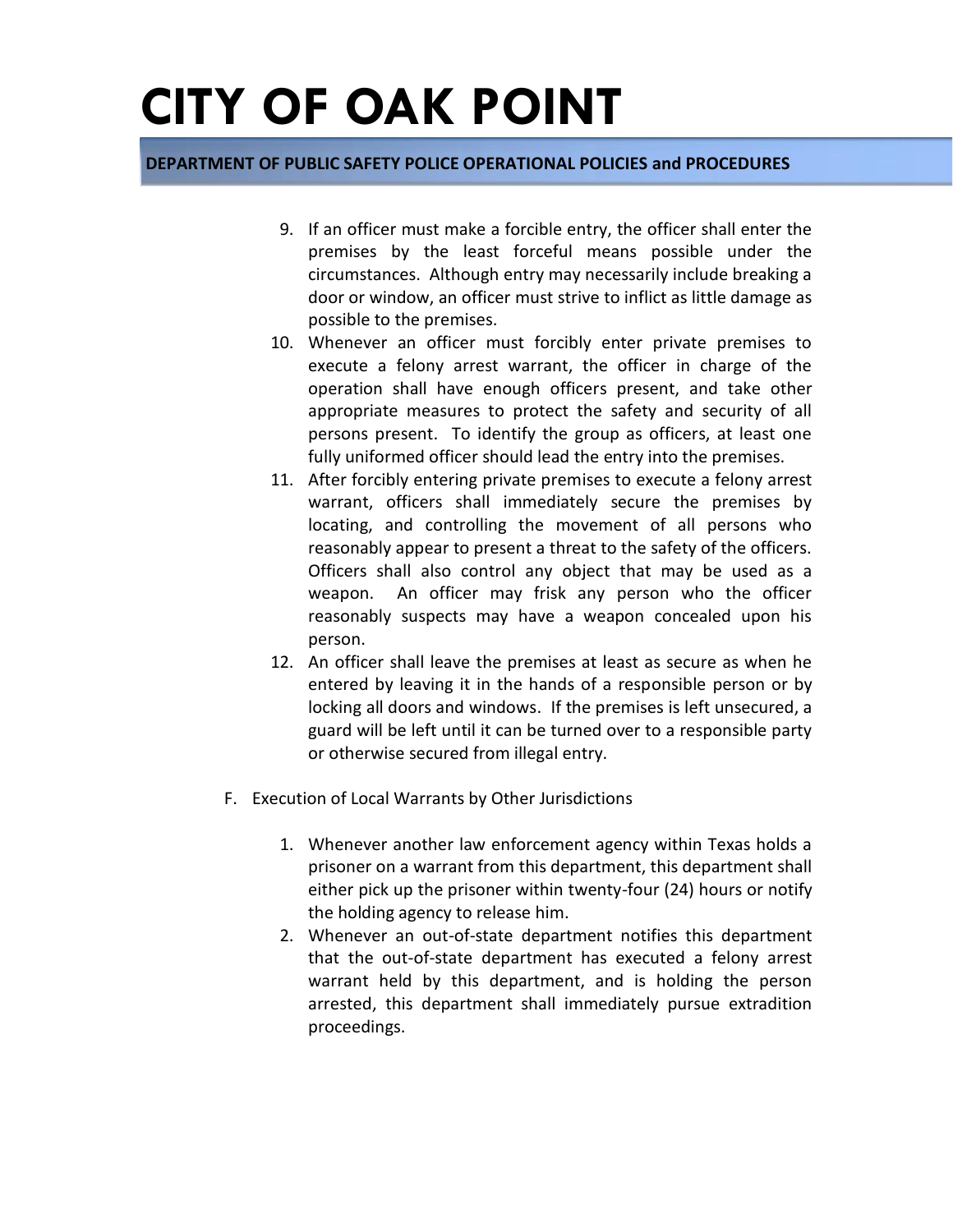9. If an officer must make a forcible entry, the officer shall enter the premises by the least forceful means possible under the circumstances. Although entry may necessarily include breaking a door or window, an officer must strive to inflict as little damage as possible to the premises.
10. Whenever an officer must forcibly enter private premises to execute a felony arrest warrant, the officer in charge of the operation shall have enough officers present, and take other appropriate measures to protect the safety and security of all persons present. To identify the group as officers, at least one fully uniformed officer should lead the entry into the premises.
11. After forcibly entering private premises to execute a felony arrest warrant, officers shall immediately secure the premises by locating, and controlling the movement of all persons who reasonably appear to present a threat to the safety of the officers. Officers shall also control any object that may be used as a weapon. An officer may frisk any person who the officer reasonably suspects may have a weapon concealed upon his person.
12. An officer shall leave the premises at least as secure as when he entered by leaving it in the hands of a responsible person or by locking all doors and windows. If the premises is left unsecured, a guard will be left until it can be turned over to a responsible party or otherwise secured from illegal entry.

F. Execution of Local Warrants by Other Jurisdictions

1. Whenever another law enforcement agency within Texas holds a prisoner on a warrant from this department, this department shall either pick up the prisoner within twenty-four (24) hours or notify the holding agency to release him.
2. Whenever an out-of-state department notifies this department that the out-of-state department has executed a felony arrest warrant held by this department, and is holding the person arrested, this department shall immediately pursue extradition proceedings.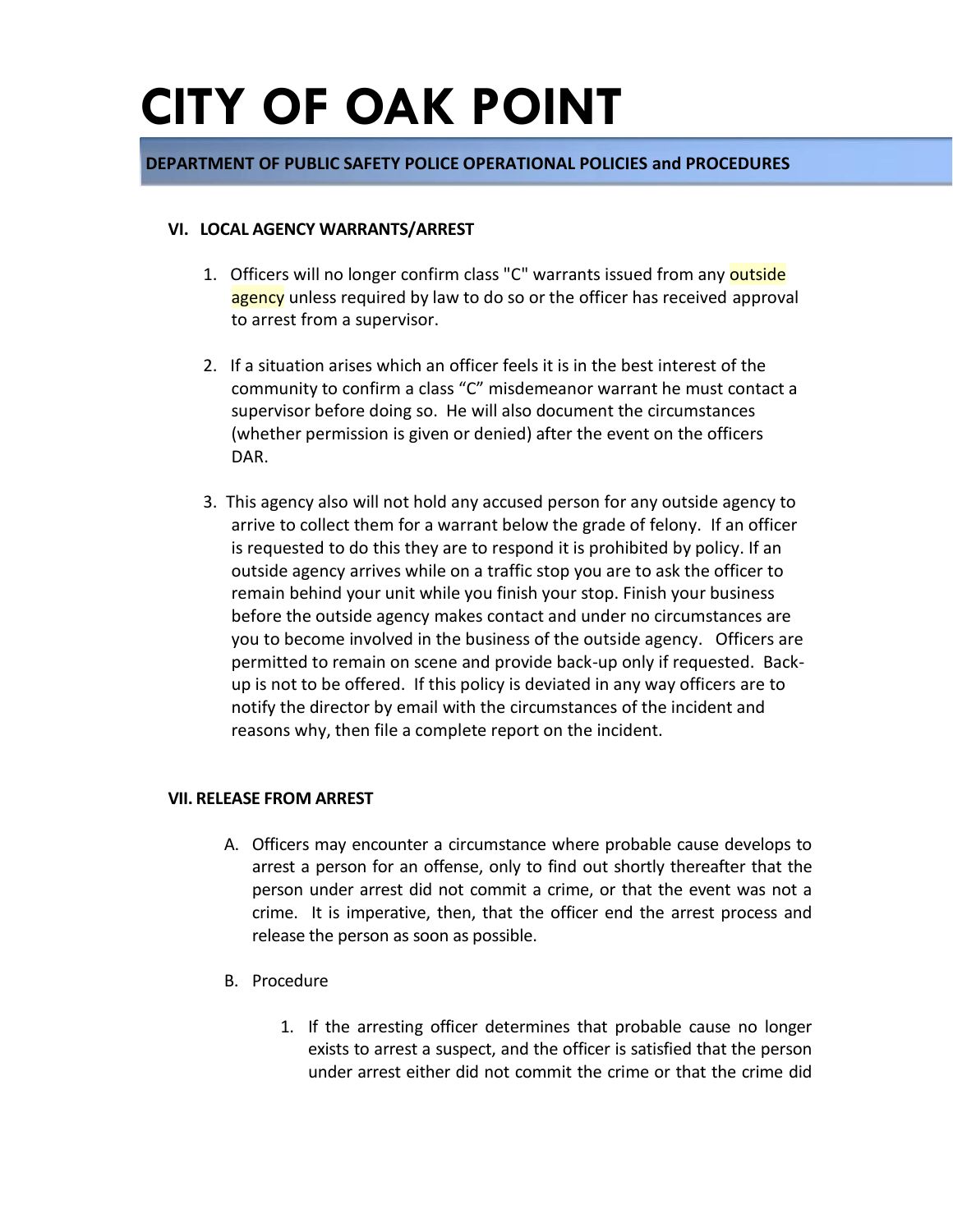# CITY OF OAK POINT

**DEPARTMENT OF PUBLIC SAFETY POLICE OPERATIONAL POLICIES and PROCEDURES**

## VI. LOCAL AGENCY WARRANTS/ARREST

1. Officers will no longer confirm class "C" warrants issued from any outside agency unless required by law to do so or the officer has received approval to arrest from a supervisor.

2. If a situation arises which an officer feels it is in the best interest of the community to confirm a class "C" misdemeanor warrant he must contact a supervisor before doing so. He will also document the circumstances (whether permission is given or denied) after the event on the officers DAR.

3. This agency also will not hold any accused person for any outside agency to arrive to collect them for a warrant below the grade of felony. If an officer is requested to do this they are to respond it is prohibited by policy. If an outside agency arrives while on a traffic stop you are to ask the officer to remain behind your unit while you finish your stop. Finish your business before the outside agency makes contact and under no circumstances are you to become involved in the business of the outside agency. Officers are permitted to remain on scene and provide back-up only if requested. Back-up is not to be offered. If this policy is deviated in any way officers are to notify the director by email with the circumstances of the incident and reasons why, then file a complete report on the incident.

## VII. RELEASE FROM ARREST

A. Officers may encounter a circumstance where probable cause develops to arrest a person for an offense, only to find out shortly thereafter that the person under arrest did not commit a crime, or that the event was not a crime. It is imperative, then, that the officer end the arrest process and release the person as soon as possible.

B. Procedure

1. If the arresting officer determines that probable cause no longer exists to arrest a suspect, and the officer is satisfied that the person under arrest either did not commit the crime or that the crime did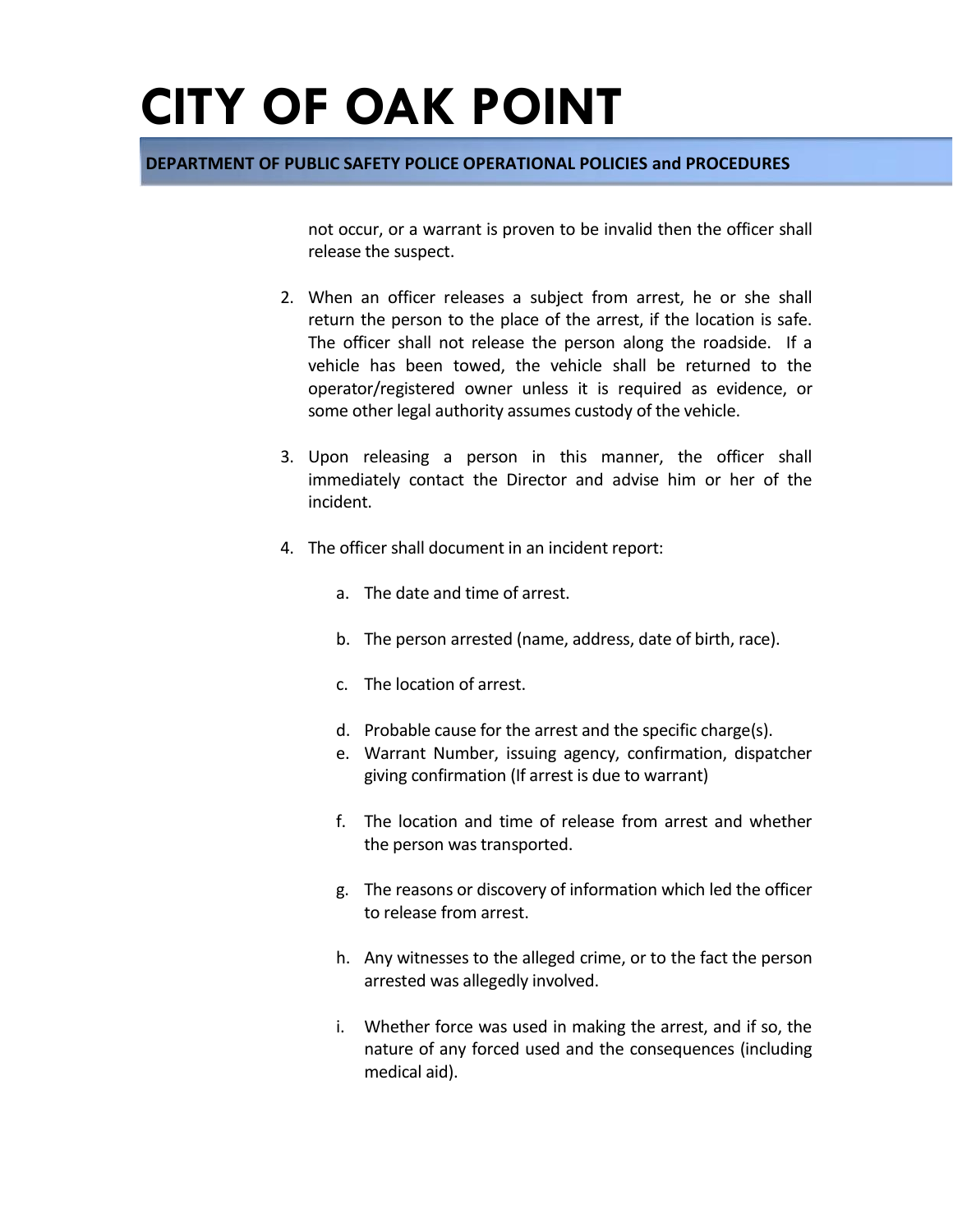not occur, or a warrant is proven to be invalid then the officer shall release the suspect.

2. When an officer releases a subject from arrest, he or she shall return the person to the place of the arrest, if the location is safe. The officer shall not release the person along the roadside. If a vehicle has been towed, the vehicle shall be returned to the operator/registered owner unless it is required as evidence, or some other legal authority assumes custody of the vehicle.

3. Upon releasing a person in this manner, the officer shall immediately contact the Director and advise him or her of the incident.

4. The officer shall document in an incident report:

   a. The date and time of arrest.

   b. The person arrested (name, address, date of birth, race).

   c. The location of arrest.

   d. Probable cause for the arrest and the specific charge(s).

   e. Warrant Number, issuing agency, confirmation, dispatcher giving confirmation (If arrest is due to warrant)

   f. The location and time of release from arrest and whether the person was transported.

   g. The reasons or discovery of information which led the officer to release from arrest.

   h. Any witnesses to the alleged crime, or to the fact the person arrested was allegedly involved.

   i. Whether force was used in making the arrest, and if so, the nature of any forced used and the consequences (including medical aid).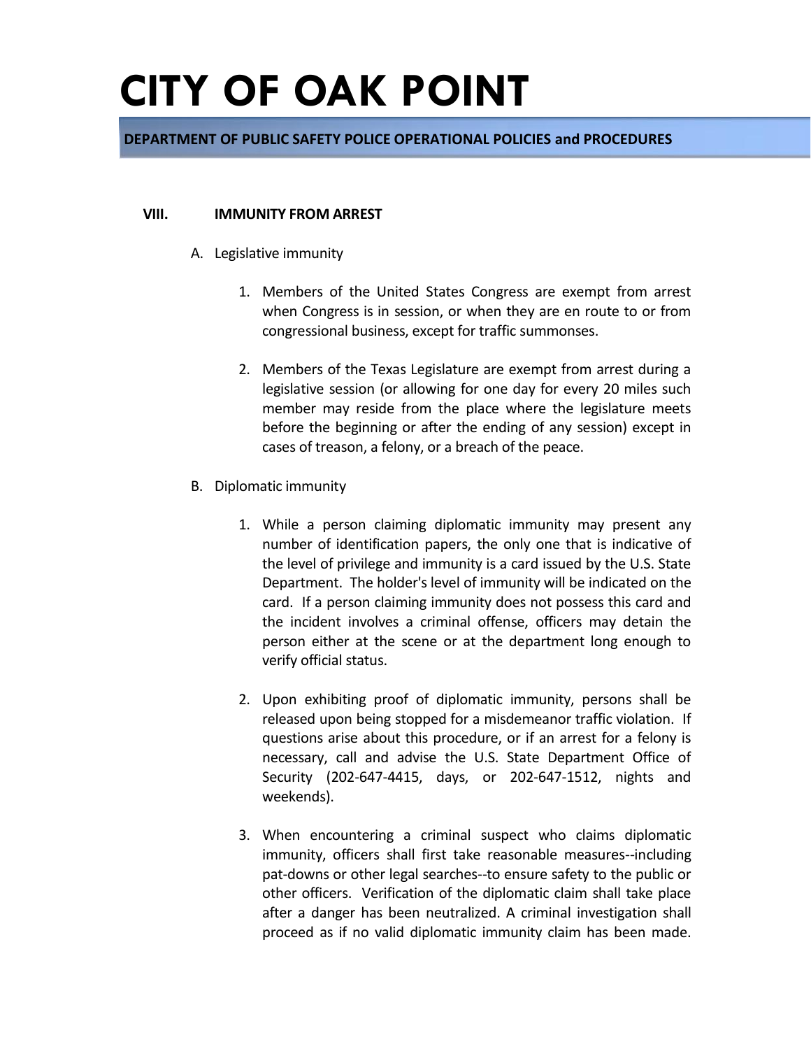## VIII. IMMUNITY FROM ARREST

A. Legislative immunity

1. Members of the United States Congress are exempt from arrest when Congress is in session, or when they are en route to or from congressional business, except for traffic summonses.

2. Members of the Texas Legislature are exempt from arrest during a legislative session (or allowing for one day for every 20 miles such member may reside from the place where the legislature meets before the beginning or after the ending of any session) except in cases of treason, a felony, or a breach of the peace.

B. Diplomatic immunity

1. While a person claiming diplomatic immunity may present any number of identification papers, the only one that is indicative of the level of privilege and immunity is a card issued by the U.S. State Department. The holder's level of immunity will be indicated on the card. If a person claiming immunity does not possess this card and the incident involves a criminal offense, officers may detain the person either at the scene or at the department long enough to verify official status.

2. Upon exhibiting proof of diplomatic immunity, persons shall be released upon being stopped for a misdemeanor traffic violation. If questions arise about this procedure, or if an arrest for a felony is necessary, call and advise the U.S. State Department Office of Security (202-647-4415, days, or 202-647-1512, nights and weekends).

3. When encountering a criminal suspect who claims diplomatic immunity, officers shall first take reasonable measures--including pat-downs or other legal searches--to ensure safety to the public or other officers. Verification of the diplomatic claim shall take place after a danger has been neutralized. A criminal investigation shall proceed as if no valid diplomatic immunity claim has been made.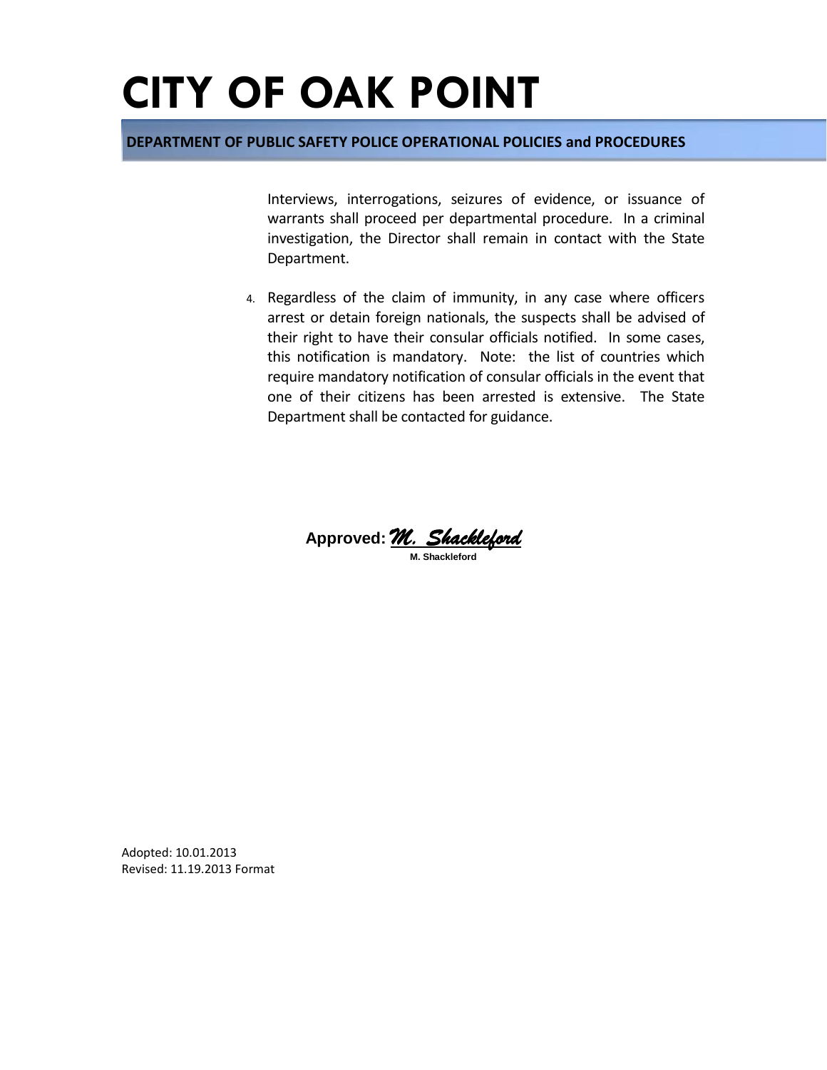Interviews, interrogations, seizures of evidence, or issuance of warrants shall proceed per departmental procedure. In a criminal investigation, the Director shall remain in contact with the State Department.

4. Regardless of the claim of immunity, in any case where officers arrest or detain foreign nationals, the suspects shall be advised of their right to have their consular officials notified. In some cases, this notification is mandatory. Note: the list of countries which require mandatory notification of consular officials in the event that one of their citizens has been arrested is extensive. The State Department shall be contacted for guidance.

**Approved:** *M. Shackleford*
M. Shackleford

Adopted: 10.01.2013
Revised: 11.19.2013 Format